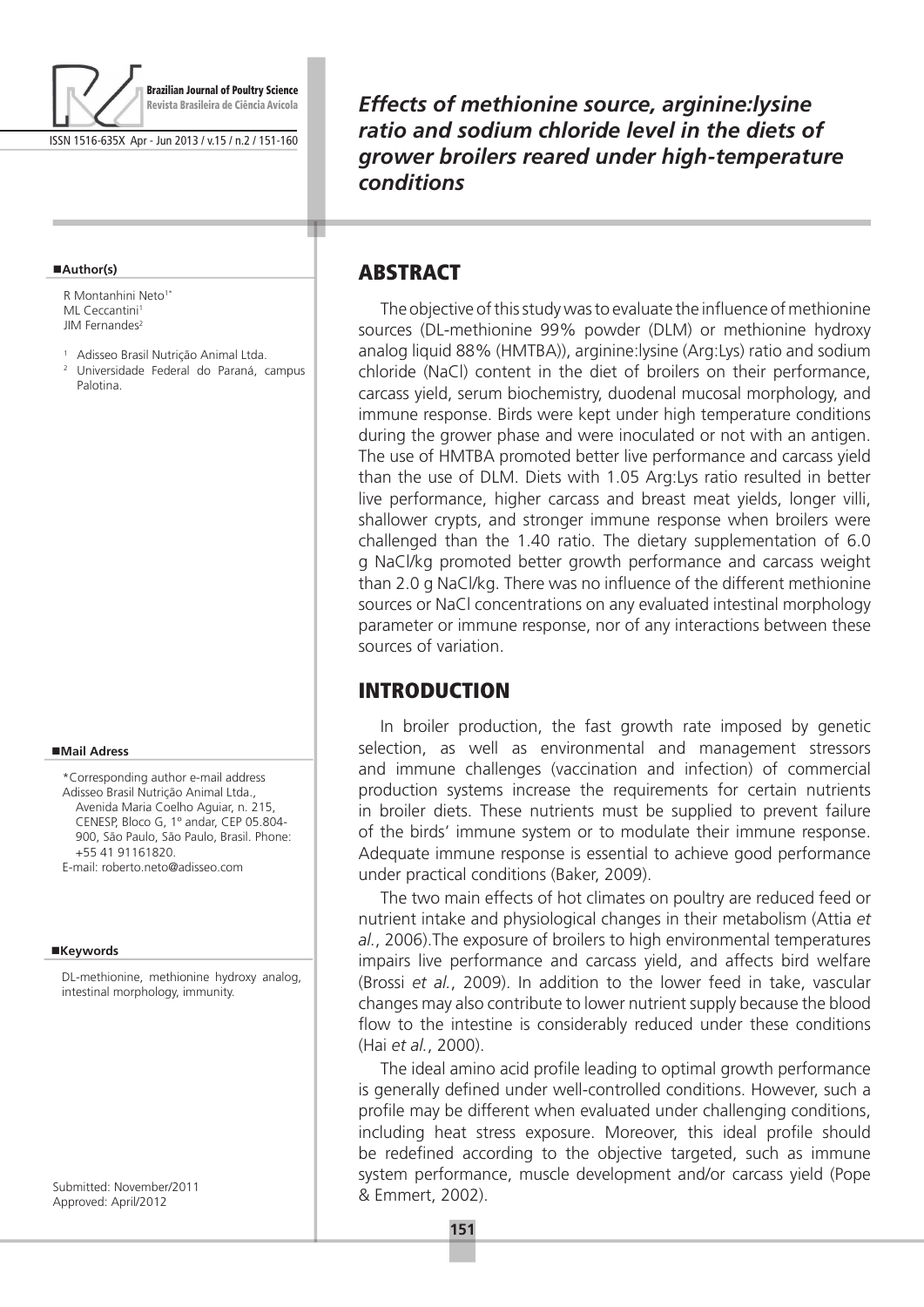# Effects of methionine source, arginine:lysine ratio and sodium chloride level in the diets of grower broilers reared under high-temperature conditions

**Author(s)**

R Montanhini Neto[1*]
ML Ceccantini[1]
JIM Fernandes[2]

[1] Adisseo Brasil Nutrição Animal Ltda.
[2] Universidade Federal do Paraná, campus Palotina.

**Mail Adress**

*Corresponding author e-mail address
Adisseo Brasil Nutrição Animal Ltda., Avenida Maria Coelho Aguiar, n. 215, CENESP, Bloco G, 1º andar, CEP 05.804-900, São Paulo, São Paulo, Brasil. Phone: +55 41 91161820.
E-mail: roberto.neto@adisseo.com

**Keywords**

DL-methionine, methionine hydroxy analog, intestinal morphology, immunity.

Submitted: November/2011
Approved: April/2012

## ABSTRACT

The objective of this study was to evaluate the influence of methionine sources (DL-methionine 99% powder (DLM) or methionine hydroxy analog liquid 88% (HMTBA)), arginine:lysine (Arg:Lys) ratio and sodium chloride (NaCl) content in the diet of broilers on their performance, carcass yield, serum biochemistry, duodenal mucosal morphology, and immune response. Birds were kept under high temperature conditions during the grower phase and were inoculated or not with an antigen. The use of HMTBA promoted better live performance and carcass yield than the use of DLM. Diets with 1.05 Arg:Lys ratio resulted in better live performance, higher carcass and breast meat yields, longer villi, shallower crypts, and stronger immune response when broilers were challenged than the 1.40 ratio. The dietary supplementation of 6.0 g NaCl/kg promoted better growth performance and carcass weight than 2.0 g NaCl/kg. There was no influence of the different methionine sources or NaCl concentrations on any evaluated intestinal morphology parameter or immune response, nor of any interactions between these sources of variation.

## INTRODUCTION

In broiler production, the fast growth rate imposed by genetic selection, as well as environmental and management stressors and immune challenges (vaccination and infection) of commercial production systems increase the requirements for certain nutrients in broiler diets. These nutrients must be supplied to prevent failure of the birds' immune system or to modulate their immune response. Adequate immune response is essential to achieve good performance under practical conditions (Baker, 2009).

The two main effects of hot climates on poultry are reduced feed or nutrient intake and physiological changes in their metabolism (Attia *et al.*, 2006).The exposure of broilers to high environmental temperatures impairs live performance and carcass yield, and affects bird welfare (Brossi *et al.*, 2009). In addition to the lower feed in take, vascular changes may also contribute to lower nutrient supply because the blood flow to the intestine is considerably reduced under these conditions (Hai *et al.*, 2000).

The ideal amino acid profile leading to optimal growth performance is generally defined under well-controlled conditions. However, such a profile may be different when evaluated under challenging conditions, including heat stress exposure. Moreover, this ideal profile should be redefined according to the objective targeted, such as immune system performance, muscle development and/or carcass yield (Pope & Emmert, 2002).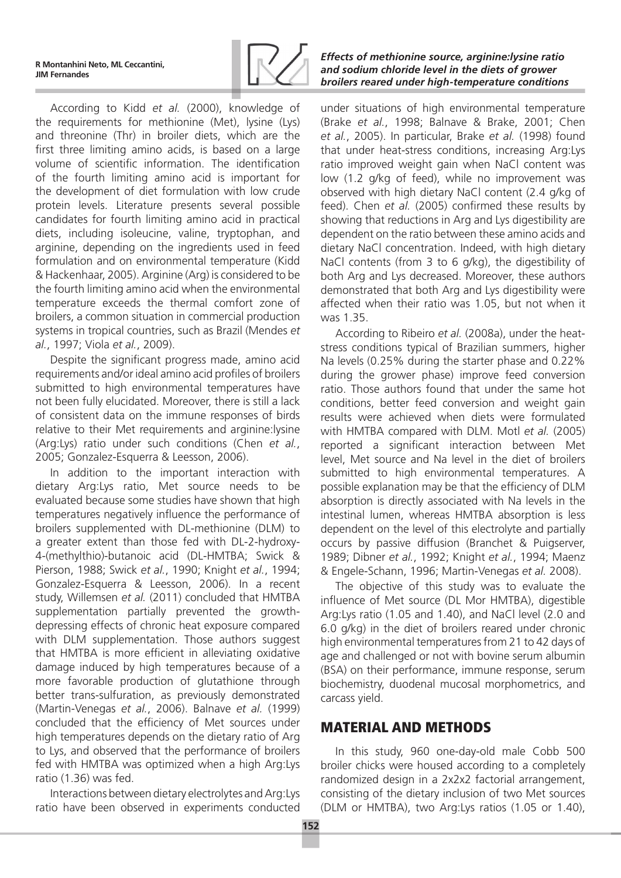According to Kidd *et al.* (2000), knowledge of the requirements for methionine (Met), lysine (Lys) and threonine (Thr) in broiler diets, which are the first three limiting amino acids, is based on a large volume of scientific information. The identification of the fourth limiting amino acid is important for the development of diet formulation with low crude protein levels. Literature presents several possible candidates for fourth limiting amino acid in practical diets, including isoleucine, valine, tryptophan, and arginine, depending on the ingredients used in feed formulation and on environmental temperature (Kidd & Hackenhaar, 2005). Arginine (Arg) is considered to be the fourth limiting amino acid when the environmental temperature exceeds the thermal comfort zone of broilers, a common situation in commercial production systems in tropical countries, such as Brazil (Mendes *et al.*, 1997; Viola *et al.*, 2009).

Despite the significant progress made, amino acid requirements and/or ideal amino acid profiles of broilers submitted to high environmental temperatures have not been fully elucidated. Moreover, there is still a lack of consistent data on the immune responses of birds relative to their Met requirements and arginine:lysine (Arg:Lys) ratio under such conditions (Chen *et al.*, 2005; Gonzalez-Esquerra & Leesson, 2006).

In addition to the important interaction with dietary Arg:Lys ratio, Met source needs to be evaluated because some studies have shown that high temperatures negatively influence the performance of broilers supplemented with DL-methionine (DLM) to a greater extent than those fed with DL-2-hydroxy-4-(methylthio)-butanoic acid (DL-HMTBA; Swick & Pierson, 1988; Swick *et al.*, 1990; Knight *et al.*, 1994; Gonzalez-Esquerra & Leesson, 2006). In a recent study, Willemsen *et al.* (2011) concluded that HMTBA supplementation partially prevented the growth-depressing effects of chronic heat exposure compared with DLM supplementation. Those authors suggest that HMTBA is more efficient in alleviating oxidative damage induced by high temperatures because of a more favorable production of glutathione through better trans-sulfuration, as previously demonstrated (Martin-Venegas *et al.*, 2006). Balnave *et al.* (1999) concluded that the efficiency of Met sources under high temperatures depends on the dietary ratio of Arg to Lys, and observed that the performance of broilers fed with HMTBA was optimized when a high Arg:Lys ratio (1.36) was fed.

Interactions between dietary electrolytes and Arg:Lys ratio have been observed in experiments conducted under situations of high environmental temperature (Brake *et al.*, 1998; Balnave & Brake, 2001; Chen *et al.*, 2005). In particular, Brake *et al.* (1998) found that under heat-stress conditions, increasing Arg:Lys ratio improved weight gain when NaCl content was low (1.2 g/kg of feed), while no improvement was observed with high dietary NaCl content (2.4 g/kg of feed). Chen *et al.* (2005) confirmed these results by showing that reductions in Arg and Lys digestibility are dependent on the ratio between these amino acids and dietary NaCl concentration. Indeed, with high dietary NaCl contents (from 3 to 6 g/kg), the digestibility of both Arg and Lys decreased. Moreover, these authors demonstrated that both Arg and Lys digestibility were affected when their ratio was 1.05, but not when it was 1.35.

According to Ribeiro *et al.* (2008a), under the heat-stress conditions typical of Brazilian summers, higher Na levels (0.25% during the starter phase and 0.22% during the grower phase) improve feed conversion ratio. Those authors found that under the same hot conditions, better feed conversion and weight gain results were achieved when diets were formulated with HMTBA compared with DLM. Motl *et al.* (2005) reported a significant interaction between Met level, Met source and Na level in the diet of broilers submitted to high environmental temperatures. A possible explanation may be that the efficiency of DLM absorption is directly associated with Na levels in the intestinal lumen, whereas HMTBA absorption is less dependent on the level of this electrolyte and partially occurs by passive diffusion (Branchet & Puigserver, 1989; Dibner *et al.*, 1992; Knight *et al.*, 1994; Maenz & Engele-Schann, 1996; Martin-Venegas *et al.* 2008).

The objective of this study was to evaluate the influence of Met source (DL or HMTBA), digestible Arg:Lys ratio (1.05 and 1.40), and NaCl level (2.0 and 6.0 g/kg) in the diet of broilers reared under chronic high environmental temperatures from 21 to 42 days of age and challenged or not with bovine serum albumin (BSA) on their performance, immune response, serum biochemistry, duodenal mucosal morphometrics, and carcass yield.

## MATERIAL AND METHODS

In this study, 960 one-day-old male Cobb 500 broiler chicks were housed according to a completely randomized design in a 2x2x2 factorial arrangement, consisting of the dietary inclusion of two Met sources (DLM or HMTBA), two Arg:Lys ratios (1.05 or 1.40),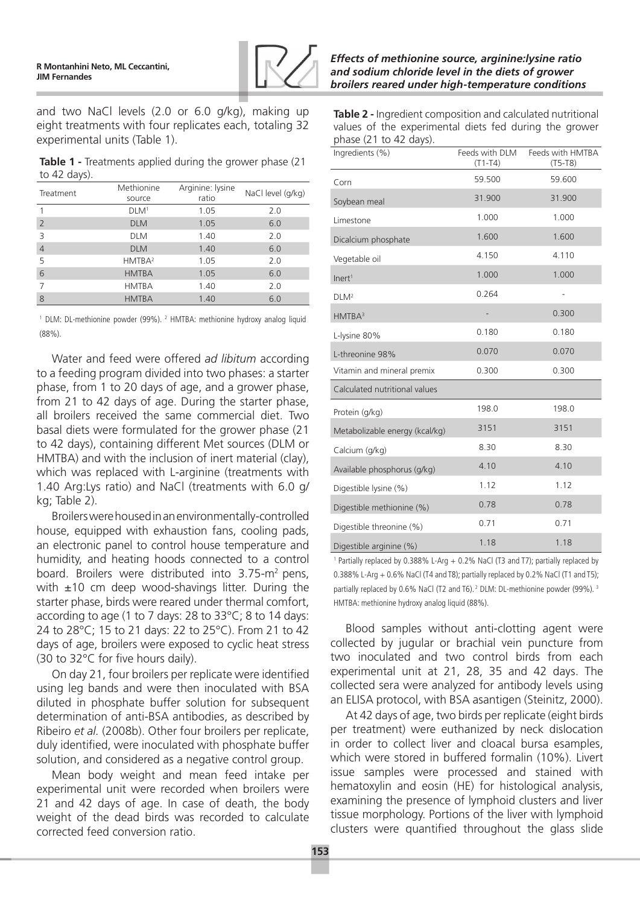and two NaCl levels (2.0 or 6.0 g/kg), making up eight treatments with four replicates each, totaling 32 experimental units (Table 1).

**Table 1 -** Treatments applied during the grower phase (21 to 42 days).

| Treatment | Methionine source | Arginine: lysine ratio | NaCl level (g/kg) |
|---|---|---|---|
| 1 | DLM[1] | 1.05 | 2.0 |
| 2 | DLM | 1.05 | 6.0 |
| 3 | DLM | 1.40 | 2.0 |
| 4 | DLM | 1.40 | 6.0 |
| 5 | HMTBA[2] | 1.05 | 2.0 |
| 6 | HMTBA | 1.05 | 6.0 |
| 7 | HMTBA | 1.40 | 2.0 |
| 8 | HMTBA | 1.40 | 6.0 |

[1] DLM: DL-methionine powder (99%). [2] HMTBA: methionine hydroxy analog liquid (88%).

Water and feed were offered *ad libitum* according to a feeding program divided into two phases: a starter phase, from 1 to 20 days of age, and a grower phase, from 21 to 42 days of age. During the starter phase, all broilers received the same commercial diet. Two basal diets were formulated for the grower phase (21 to 42 days), containing different Met sources (DLM or HMTBA) and with the inclusion of inert material (clay), which was replaced with L-arginine (treatments with 1.40 Arg:Lys ratio) and NaCl (treatments with 6.0 g/kg; Table 2).

Broilers were housed in an environmentally-controlled house, equipped with exhaustion fans, cooling pads, an electronic panel to control house temperature and humidity, and heating hoods connected to a control board. Broilers were distributed into 3.75-m$^2$ pens, with ±10 cm deep wood-shavings litter. During the starter phase, birds were reared under thermal comfort, according to age (1 to 7 days: 28 to 33°C; 8 to 14 days: 24 to 28°C; 15 to 21 days: 22 to 25°C). From 21 to 42 days of age, broilers were exposed to cyclic heat stress (30 to 32°C for five hours daily).

On day 21, four broilers per replicate were identified using leg bands and were then inoculated with BSA diluted in phosphate buffer solution for subsequent determination of anti-BSA antibodies, as described by Ribeiro *et al.* (2008b). Other four broilers per replicate, duly identified, were inoculated with phosphate buffer solution, and considered as a negative control group.

Mean body weight and mean feed intake per experimental unit were recorded when broilers were 21 and 42 days of age. In case of death, the body weight of the dead birds was recorded to calculate corrected feed conversion ratio.

**Table 2 -** Ingredient composition and calculated nutritional values of the experimental diets fed during the grower phase (21 to 42 days).

| Ingredients (%) | Feeds with DLM (T1-T4) | Feeds with HMTBA (T5-T8) |
|---|---|---|
| Corn | 59.500 | 59.600 |
| Soybean meal | 31.900 | 31.900 |
| Limestone | 1.000 | 1.000 |
| Dicalcium phosphate | 1.600 | 1.600 |
| Vegetable oil | 4.150 | 4.110 |
| Inert[1] | 1.000 | 1.000 |
| DLM[2] | 0.264 | - |
| HMTBA[3] | - | 0.300 |
| L-lysine 80% | 0.180 | 0.180 |
| L-threonine 98% | 0.070 | 0.070 |
| Vitamin and mineral premix | 0.300 | 0.300 |
| Calculated nutritional values | | |
| Protein (g/kg) | 198.0 | 198.0 |
| Metabolizable energy (kcal/kg) | 3151 | 3151 |
| Calcium (g/kg) | 8.30 | 8.30 |
| Available phosphorus (g/kg) | 4.10 | 4.10 |
| Digestible lysine (%) | 1.12 | 1.12 |
| Digestible methionine (%) | 0.78 | 0.78 |
| Digestible threonine (%) | 0.71 | 0.71 |
| Digestible arginine (%) | 1.18 | 1.18 |

[1] Partially replaced by 0.388% L-Arg + 0.2% NaCl (T3 and T7); partially replaced by 0.388% L-Arg + 0.6% NaCl (T4 and T8); partially replaced by 0.2% NaCl (T1 and T5); partially replaced by 0.6% NaCl (T2 and T6). [2] DLM: DL-methionine powder (99%). [3] HMTBA: methionine hydroxy analog liquid (88%).

Blood samples without anti-clotting agent were collected by jugular or brachial vein puncture from two inoculated and two control birds from each experimental unit at 21, 28, 35 and 42 days. The collected sera were analyzed for antibody levels using an ELISA protocol, with BSA asantigen (Steinitz, 2000).

At 42 days of age, two birds per replicate (eight birds per treatment) were euthanized by neck dislocation in order to collect liver and cloacal bursa esamples, which were stored in buffered formalin (10%). Livert issue samples were processed and stained with hematoxylin and eosin (HE) for histological analysis, examining the presence of lymphoid clusters and liver tissue morphology. Portions of the liver with lymphoid clusters were quantified throughout the glass slide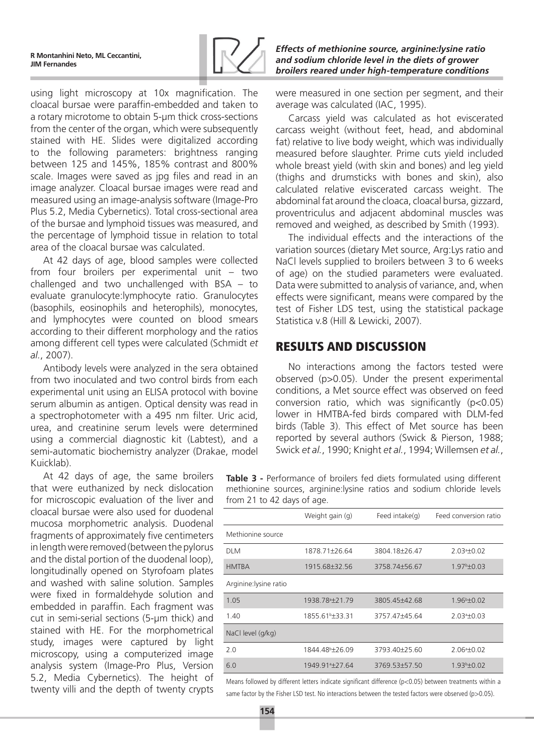using light microscopy at 10x magnification. The cloacal bursae were paraffin-embedded and taken to a rotary microtome to obtain 5-µm thick cross-sections from the center of the organ, which were subsequently stained with HE. Slides were digitalized according to the following parameters: brightness ranging between 125 and 145%, 185% contrast and 800% scale. Images were saved as jpg files and read in an image analyzer. Cloacal bursae images were read and measured using an image-analysis software (Image-Pro Plus 5.2, Media Cybernetics). Total cross-sectional area of the bursae and lymphoid tissues was measured, and the percentage of lymphoid tissue in relation to total area of the cloacal bursae was calculated.

At 42 days of age, blood samples were collected from four broilers per experimental unit – two challenged and two unchallenged with BSA – to evaluate granulocyte:lymphocyte ratio. Granulocytes (basophils, eosinophils and heterophils), monocytes, and lymphocytes were counted on blood smears according to their different morphology and the ratios among different cell types were calculated (Schmidt *et al.*, 2007).

Antibody levels were analyzed in the sera obtained from two inoculated and two control birds from each experimental unit using an ELISA protocol with bovine serum albumin as antigen. Optical density was read in a spectrophotometer with a 495 nm filter. Uric acid, urea, and creatinine serum levels were determined using a commercial diagnostic kit (Labtest), and a semi-automatic biochemistry analyzer (Drakae, model Kuicklab).

At 42 days of age, the same broilers that were euthanized by neck dislocation for microscopic evaluation of the liver and cloacal bursae were also used for duodenal mucosa morphometric analysis. Duodenal fragments of approximately five centimeters in length were removed (between the pylorus and the distal portion of the duodenal loop), longitudinally opened on Styrofoam plates and washed with saline solution. Samples were fixed in formaldehyde solution and embedded in paraffin. Each fragment was cut in semi-serial sections (5-µm thick) and stained with HE. For the morphometrical study, images were captured by light microscopy, using a computerized image analysis system (Image-Pro Plus, Version 5.2, Media Cybernetics). The height of twenty villi and the depth of twenty crypts were measured in one section per segment, and their average was calculated (IAC, 1995).

Carcass yield was calculated as hot eviscerated carcass weight (without feet, head, and abdominal fat) relative to live body weight, which was individually measured before slaughter. Prime cuts yield included whole breast yield (with skin and bones) and leg yield (thighs and drumsticks with bones and skin), also calculated relative eviscerated carcass weight. The abdominal fat around the cloaca, cloacal bursa, gizzard, proventriculus and adjacent abdominal muscles was removed and weighed, as described by Smith (1993).

The individual effects and the interactions of the variation sources (dietary Met source, Arg:Lys ratio and NaCl levels supplied to broilers between 3 to 6 weeks of age) on the studied parameters were evaluated. Data were submitted to analysis of variance, and, when effects were significant, means were compared by the test of Fisher LDS test, using the statistical package Statistica v.8 (Hill & Lewicki, 2007).

## RESULTS AND DISCUSSION

No interactions among the factors tested were observed ($p>0.05$). Under the present experimental conditions, a Met source effect was observed on feed conversion ratio, which was significantly ($p<0.05$) lower in HMTBA-fed birds compared with DLM-fed birds (Table 3). This effect of Met source has been reported by several authors (Swick & Pierson, 1988; Swick *et al.*, 1990; Knight *et al.*, 1994; Willemsen *et al.*,

**Table 3 -** Performance of broilers fed diets formulated using different methionine sources, arginine:lysine ratios and sodium chloride levels from 21 to 42 days of age.

| | Weight gain (g) | Feed intake(g) | Feed conversion ratio |
|---|---|---|---|
| Methionine source | | | |
| DLM | 1878.71±26.64 | 3804.18±26.47 | 2.03[a]±0.02 |
| HMTBA | 1915.68±32.56 | 3758.74±56.67 | 1.97[b]±0.03 |
| Arginine:lysine ratio | | | |
| 1.05 | 1938.78[a]±21.79 | 3805.45±42.68 | 1.96[b]±0.02 |
| 1.40 | 1855.61[b]±33.31 | 3757.47±45.64 | 2.03[a]±0.03 |
| NaCl level (g/kg) | | | |
| 2.0 | 1844.48[b]±26.09 | 3793.40±25.60 | 2.06[a]±0.02 |
| 6.0 | 1949.91[a]±27.64 | 3769.53±57.50 | 1.93[b]±0.02 |

Means followed by different letters indicate significant difference ($p<0.05$) between treatments within a same factor by the Fisher LSD test. No interactions between the tested factors were observed ($p>0.05$).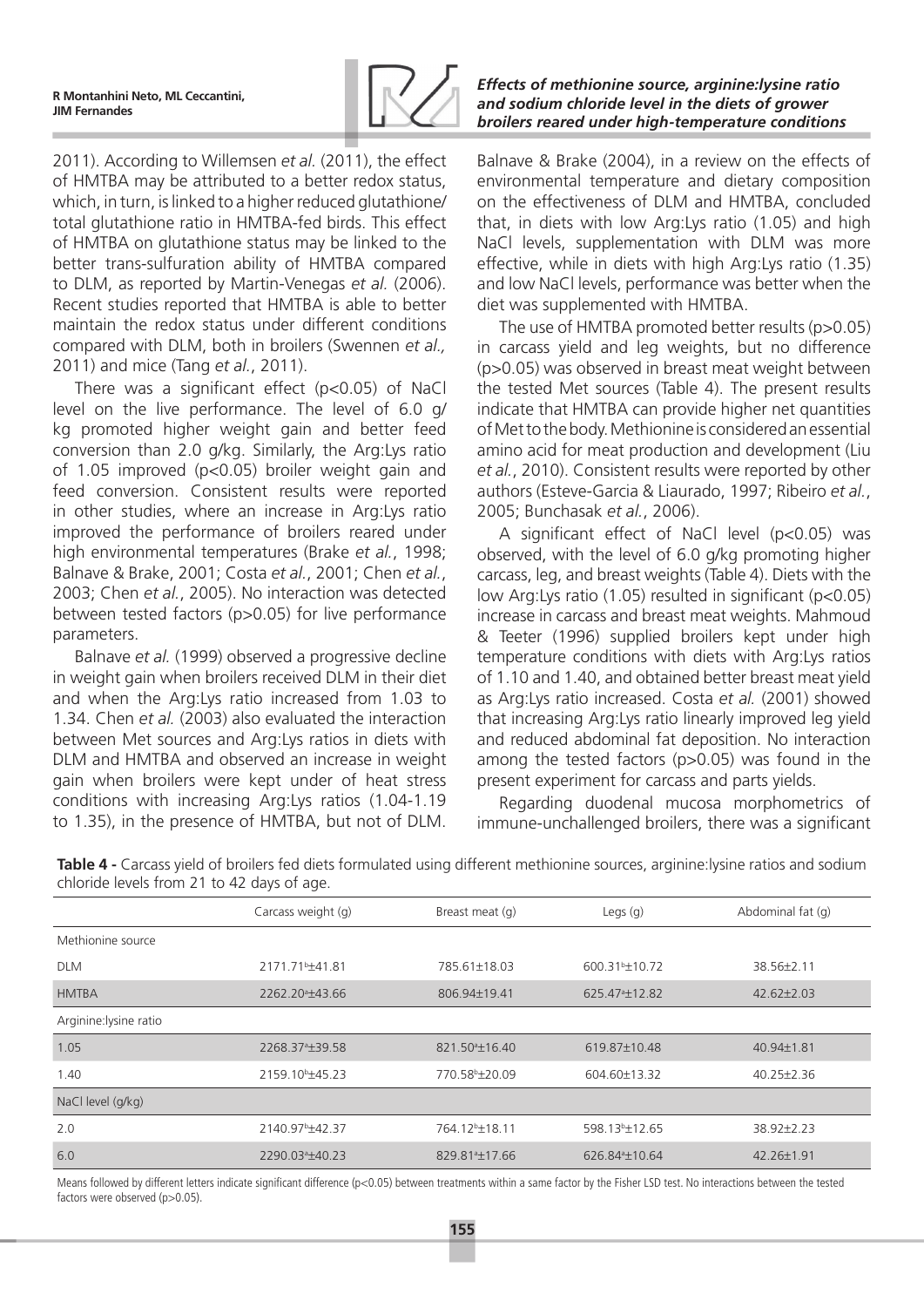2011). According to Willemsen *et al.* (2011), the effect of HMTBA may be attributed to a better redox status, which, in turn, is linked to a higher reduced glutathione/total glutathione ratio in HMTBA-fed birds. This effect of HMTBA on glutathione status may be linked to the better trans-sulfuration ability of HMTBA compared to DLM, as reported by Martin-Venegas *et al.* (2006). Recent studies reported that HMTBA is able to better maintain the redox status under different conditions compared with DLM, both in broilers (Swennen *et al.,* 2011) and mice (Tang *et al.*, 2011).

There was a significant effect ($p<0.05$) of NaCl level on the live performance. The level of 6.0 g/kg promoted higher weight gain and better feed conversion than 2.0 g/kg. Similarly, the Arg:Lys ratio of 1.05 improved ($p<0.05$) broiler weight gain and feed conversion. Consistent results were reported in other studies, where an increase in Arg:Lys ratio improved the performance of broilers reared under high environmental temperatures (Brake *et al.*, 1998; Balnave & Brake, 2001; Costa *et al.*, 2001; Chen *et al.*, 2003; Chen *et al.*, 2005). No interaction was detected between tested factors ($p>0.05$) for live performance parameters.

Balnave *et al.* (1999) observed a progressive decline in weight gain when broilers received DLM in their diet and when the Arg:Lys ratio increased from 1.03 to 1.34. Chen *et al.* (2003) also evaluated the interaction between Met sources and Arg:Lys ratios in diets with DLM and HMTBA and observed an increase in weight gain when broilers were kept under of heat stress conditions with increasing Arg:Lys ratios (1.04-1.19 to 1.35), in the presence of HMTBA, but not of DLM. Balnave & Brake (2004), in a review on the effects of environmental temperature and dietary composition on the effectiveness of DLM and HMTBA, concluded that, in diets with low Arg:Lys ratio (1.05) and high NaCl levels, supplementation with DLM was more effective, while in diets with high Arg:Lys ratio (1.35) and low NaCl levels, performance was better when the diet was supplemented with HMTBA.

The use of HMTBA promoted better results ($p>0.05$) in carcass yield and leg weights, but no difference ($p>0.05$) was observed in breast meat weight between the tested Met sources (Table 4). The present results indicate that HMTBA can provide higher net quantities of Met to the body. Methionine is considered an essential amino acid for meat production and development (Liu *et al.*, 2010). Consistent results were reported by other authors (Esteve-Garcia & Liaurado, 1997; Ribeiro *et al.*, 2005; Bunchasak *et al.*, 2006).

A significant effect of NaCl level ($p<0.05$) was observed, with the level of 6.0 g/kg promoting higher carcass, leg, and breast weights (Table 4). Diets with the low Arg:Lys ratio (1.05) resulted in significant ($p<0.05$) increase in carcass and breast meat weights. Mahmoud & Teeter (1996) supplied broilers kept under high temperature conditions with diets with Arg:Lys ratios of 1.10 and 1.40, and obtained better breast meat yield as Arg:Lys ratio increased. Costa *et al.* (2001) showed that increasing Arg:Lys ratio linearly improved leg yield and reduced abdominal fat deposition. No interaction among the tested factors ($p>0.05$) was found in the present experiment for carcass and parts yields.

Regarding duodenal mucosa morphometrics of immune-unchallenged broilers, there was a significant

**Table 4 -** Carcass yield of broilers fed diets formulated using different methionine sources, arginine:lysine ratios and sodium chloride levels from 21 to 42 days of age.

| | Carcass weight (g) | Breast meat (g) | Legs (g) | Abdominal fat (g) |
|---|---|---|---|---|
| Methionine source | | | | |
| DLM | 2171.71[b]±41.81 | 785.61±18.03 | 600.31[b]±10.72 | 38.56±2.11 |
| HMTBA | 2262.20[a]±43.66 | 806.94±19.41 | 625.47[a]±12.82 | 42.62±2.03 |
| Arginine:lysine ratio | | | | |
| 1.05 | 2268.37[a]±39.58 | 821.50[a]±16.40 | 619.87±10.48 | 40.94±1.81 |
| 1.40 | 2159.10[b]±45.23 | 770.58[b]±20.09 | 604.60±13.32 | 40.25±2.36 |
| NaCl level (g/kg) | | | | |
| 2.0 | 2140.97[b]±42.37 | 764.12[b]±18.11 | 598.13[b]±12.65 | 38.92±2.23 |
| 6.0 | 2290.03[a]±40.23 | 829.81[a]±17.66 | 626.84[a]±10.64 | 42.26±1.91 |

Means followed by different letters indicate significant difference ($p<0.05$) between treatments within a same factor by the Fisher LSD test. No interactions between the tested factors were observed ($p>0.05$).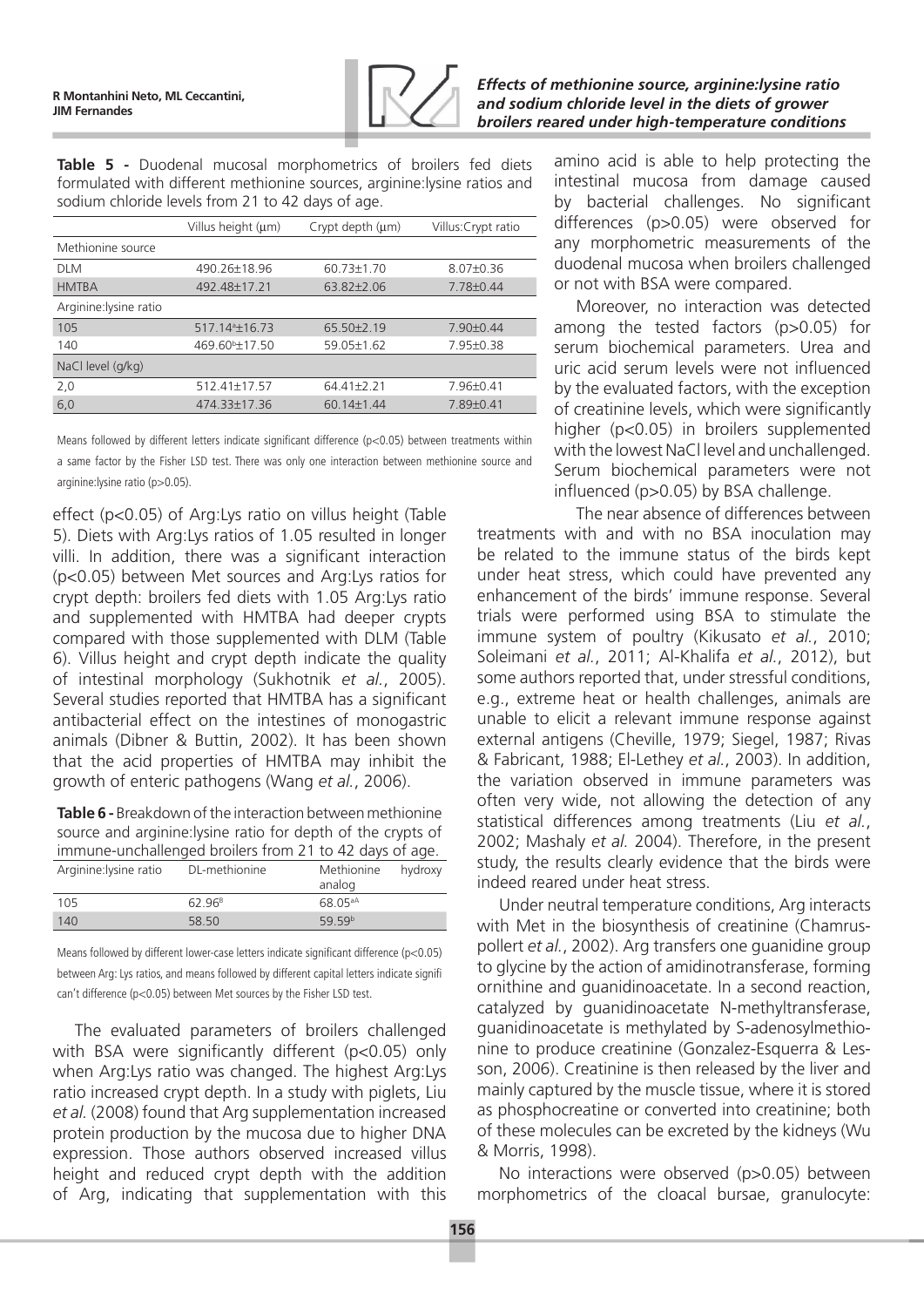**Table 5 -** Duodenal mucosal morphometrics of broilers fed diets formulated with different methionine sources, arginine:lysine ratios and sodium chloride levels from 21 to 42 days of age.

| | Villus height (μm) | Crypt depth (μm) | Villus:Crypt ratio |
|---|---|---|---|
| Methionine source | | | |
| DLM | 490.26±18.96 | 60.73±1.70 | 8.07±0.36 |
| HMTBA | 492.48±17.21 | 63.82±2.06 | 7.78±0.44 |
| Arginine:lysine ratio | | | |
| 105 | 517.14[a]±16.73 | 65.50±2.19 | 7.90±0.44 |
| 140 | 469.60[b]±17.50 | 59.05±1.62 | 7.95±0.38 |
| NaCl level (g/kg) | | | |
| 2,0 | 512.41±17.57 | 64.41±2.21 | 7.96±0.41 |
| 6,0 | 474.33±17.36 | 60.14±1.44 | 7.89±0.41 |

Means followed by different letters indicate significant difference (p<0.05) between treatments within a same factor by the Fisher LSD test. There was only one interaction between methionine source and arginine:lysine ratio (p>0.05).

effect (p<0.05) of Arg:Lys ratio on villus height (Table 5). Diets with Arg:Lys ratios of 1.05 resulted in longer villi. In addition, there was a significant interaction (p<0.05) between Met sources and Arg:Lys ratios for crypt depth: broilers fed diets with 1.05 Arg:Lys ratio and supplemented with HMTBA had deeper crypts compared with those supplemented with DLM (Table 6). Villus height and crypt depth indicate the quality of intestinal morphology (Sukhotnik *et al.*, 2005). Several studies reported that HMTBA has a significant antibacterial effect on the intestines of monogastric animals (Dibner & Buttin, 2002). It has been shown that the acid properties of HMTBA may inhibit the growth of enteric pathogens (Wang *et al.*, 2006).

**Table 6 -** Breakdown of the interaction between methionine source and arginine:lysine ratio for depth of the crypts of immune-unchallenged broilers from 21 to 42 days of age.

| Arginine:lysine ratio | DL-methionine | Methionine hydroxy analog |
|---|---|---|
| 105 | 62.96[B] | 68.05[aA] |
| 140 | 58.50 | 59.59[b] |

Means followed by different lower-case letters indicate significant difference (p<0.05) between Arg: Lys ratios, and means followed by different capital letters indicate signifi can't difference (p<0.05) between Met sources by the Fisher LSD test.

The evaluated parameters of broilers challenged with BSA were significantly different (p<0.05) only when Arg:Lys ratio was changed. The highest Arg:Lys ratio increased crypt depth. In a study with piglets, Liu *et al.* (2008) found that Arg supplementation increased protein production by the mucosa due to higher DNA expression. Those authors observed increased villus height and reduced crypt depth with the addition of Arg, indicating that supplementation with this amino acid is able to help protecting the intestinal mucosa from damage caused by bacterial challenges. No significant differences (p>0.05) were observed for any morphometric measurements of the duodenal mucosa when broilers challenged or not with BSA were compared.

Moreover, no interaction was detected among the tested factors (p>0.05) for serum biochemical parameters. Urea and uric acid serum levels were not influenced by the evaluated factors, with the exception of creatinine levels, which were significantly higher (p<0.05) in broilers supplemented with the lowest NaCl level and unchallenged. Serum biochemical parameters were not influenced (p>0.05) by BSA challenge.

The near absence of differences between treatments with and with no BSA inoculation may be related to the immune status of the birds kept under heat stress, which could have prevented any enhancement of the birds' immune response. Several trials were performed using BSA to stimulate the immune system of poultry (Kikusato *et al.*, 2010; Soleimani *et al.*, 2011; Al-Khalifa *et al.*, 2012), but some authors reported that, under stressful conditions, e.g., extreme heat or health challenges, animals are unable to elicit a relevant immune response against external antigens (Cheville, 1979; Siegel, 1987; Rivas & Fabricant, 1988; El-Lethey *et al.*, 2003). In addition, the variation observed in immune parameters was often very wide, not allowing the detection of any statistical differences among treatments (Liu *et al.*, 2002; Mashaly *et al.* 2004). Therefore, in the present study, the results clearly evidence that the birds were indeed reared under heat stress.

Under neutral temperature conditions, Arg interacts with Met in the biosynthesis of creatinine (Chamruspollert *et al.*, 2002). Arg transfers one guanidine group to glycine by the action of amidinotransferase, forming ornithine and guanidinoacetate. In a second reaction, catalyzed by guanidinoacetate N-methyltransferase, guanidinoacetate is methylated by S-adenosylmethionine to produce creatinine (Gonzalez-Esquerra & Lesson, 2006). Creatinine is then released by the liver and mainly captured by the muscle tissue, where it is stored as phosphocreatine or converted into creatinine; both of these molecules can be excreted by the kidneys (Wu & Morris, 1998).

No interactions were observed (p>0.05) between morphometrics of the cloacal bursae, granulocyte: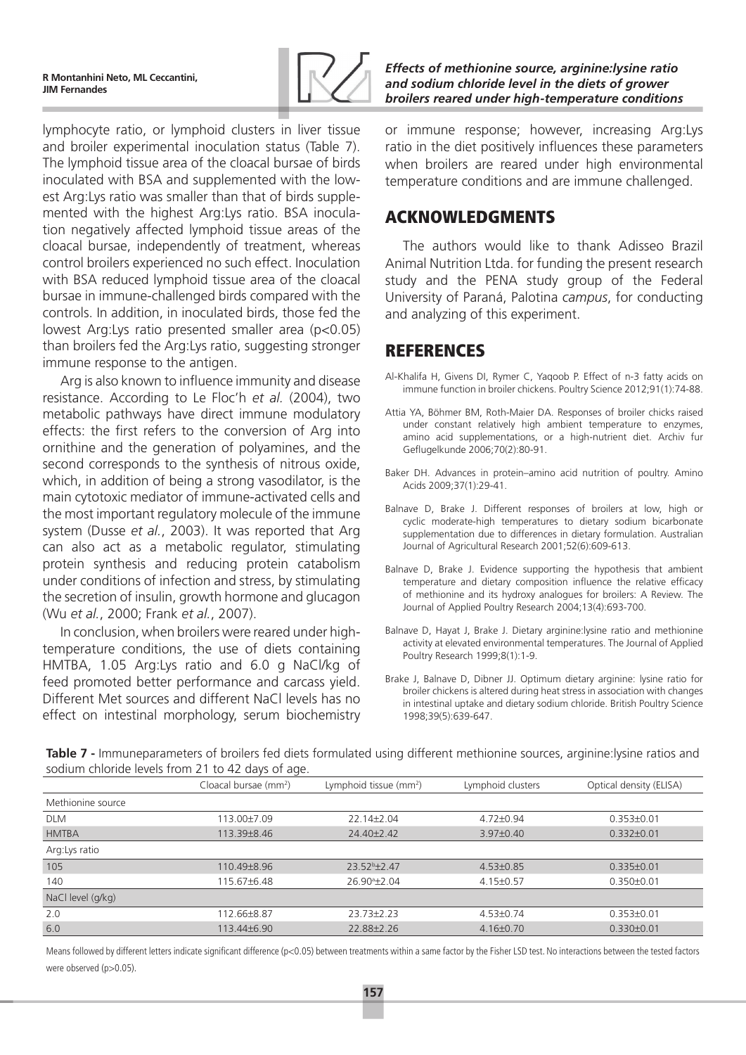lymphocyte ratio, or lymphoid clusters in liver tissue and broiler experimental inoculation status (Table 7). The lymphoid tissue area of the cloacal bursae of birds inoculated with BSA and supplemented with the lowest Arg:Lys ratio was smaller than that of birds supplemented with the highest Arg:Lys ratio. BSA inoculation negatively affected lymphoid tissue areas of the cloacal bursae, independently of treatment, whereas control broilers experienced no such effect. Inoculation with BSA reduced lymphoid tissue area of the cloacal bursae in immune-challenged birds compared with the controls. In addition, in inoculated birds, those fed the lowest Arg:Lys ratio presented smaller area ($p<0.05$) than broilers fed the Arg:Lys ratio, suggesting stronger immune response to the antigen.

Arg is also known to influence immunity and disease resistance. According to Le Floc'h *et al.* (2004), two metabolic pathways have direct immune modulatory effects: the first refers to the conversion of Arg into ornithine and the generation of polyamines, and the second corresponds to the synthesis of nitrous oxide, which, in addition of being a strong vasodilator, is the main cytotoxic mediator of immune-activated cells and the most important regulatory molecule of the immune system (Dusse *et al.*, 2003). It was reported that Arg can also act as a metabolic regulator, stimulating protein synthesis and reducing protein catabolism under conditions of infection and stress, by stimulating the secretion of insulin, growth hormone and glucagon (Wu *et al.*, 2000; Frank *et al.*, 2007).

In conclusion, when broilers were reared under high-temperature conditions, the use of diets containing HMTBA, 1.05 Arg:Lys ratio and 6.0 g NaCl/kg of feed promoted better performance and carcass yield. Different Met sources and different NaCl levels has no effect on intestinal morphology, serum biochemistry or immune response; however, increasing Arg:Lys ratio in the diet positively influences these parameters when broilers are reared under high environmental temperature conditions and are immune challenged.

## ACKNOWLEDGMENTS

The authors would like to thank Adisseo Brazil Animal Nutrition Ltda. for funding the present research study and the PENA study group of the Federal University of Paraná, Palotina *campus*, for conducting and analyzing of this experiment.

## REFERENCES

Al-Khalifa H, Givens DI, Rymer C, Yaqoob P. Effect of n-3 fatty acids on immune function in broiler chickens. Poultry Science 2012;91(1):74-88.

Attia YA, Böhmer BM, Roth-Maier DA. Responses of broiler chicks raised under constant relatively high ambient temperature to enzymes, amino acid supplementations, or a high-nutrient diet. Archiv fur Geflugelkunde 2006;70(2):80-91.

Baker DH. Advances in protein–amino acid nutrition of poultry. Amino Acids 2009;37(1):29-41.

Balnave D, Brake J. Different responses of broilers at low, high or cyclic moderate-high temperatures to dietary sodium bicarbonate supplementation due to differences in dietary formulation. Australian Journal of Agricultural Research 2001;52(6):609-613.

Balnave D, Brake J. Evidence supporting the hypothesis that ambient temperature and dietary composition influence the relative efficacy of methionine and its hydroxy analogues for broilers: A Review. The Journal of Applied Poultry Research 2004;13(4):693-700.

Balnave D, Hayat J, Brake J. Dietary arginine:lysine ratio and methionine activity at elevated environmental temperatures. The Journal of Applied Poultry Research 1999;8(1):1-9.

Brake J, Balnave D, Dibner JJ. Optimum dietary arginine: lysine ratio for broiler chickens is altered during heat stress in association with changes in intestinal uptake and dietary sodium chloride. British Poultry Science 1998;39(5):639-647.

**Table 7 -** Immuneparameters of broilers fed diets formulated using different methionine sources, arginine:lysine ratios and sodium chloride levels from 21 to 42 days of age.

| | Cloacal bursae (mm$^2$) | Lymphoid tissue (mm$^2$) | Lymphoid clusters | Optical density (ELISA) |
|---|---|---|---|---|
| Methionine source | | | | |
| DLM | 113.00±7.09 | 22.14±2.04 | 4.72±0.94 | 0.353±0.01 |
| HMTBA | 113.39±8.46 | 24.40±2.42 | 3.97±0.40 | 0.332±0.01 |
| Arg:Lys ratio | | | | |
| 105 | 110.49±8.96 | 23.52$^b$±2.47 | 4.53±0.85 | 0.335±0.01 |
| 140 | 115.67±6.48 | 26.90$^a$±2.04 | 4.15±0.57 | 0.350±0.01 |
| NaCl level (g/kg) | | | | |
| 2.0 | 112.66±8.87 | 23.73±2.23 | 4.53±0.74 | 0.353±0.01 |
| 6.0 | 113.44±6.90 | 22.88±2.26 | 4.16±0.70 | 0.330±0.01 |

Means followed by different letters indicate significant difference ($p<0.05$) between treatments within a same factor by the Fisher LSD test. No interactions between the tested factors were observed ($p>0.05$).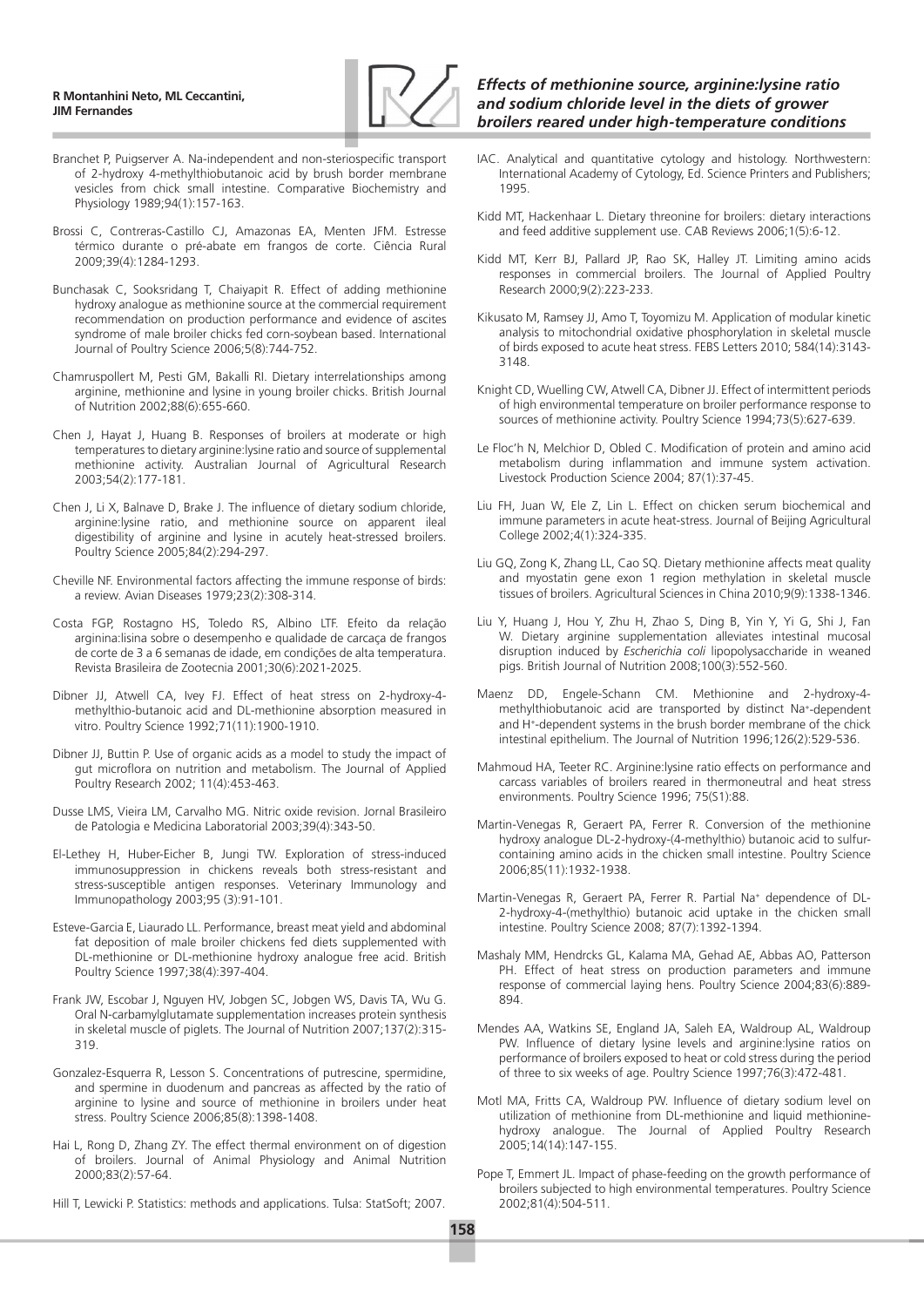Branchet P, Puigserver A. Na-independent and non-steriospecific transport of 2-hydroxy 4-methylthiobutanoic acid by brush border membrane vesicles from chick small intestine. Comparative Biochemistry and Physiology 1989;94(1):157-163.

Brossi C, Contreras-Castillo CJ, Amazonas EA, Menten JFM. Estresse térmico durante o pré-abate em frangos de corte. Ciência Rural 2009;39(4):1284-1293.

Bunchasak C, Sooksridang T, Chaiyapit R. Effect of adding methionine hydroxy analogue as methionine source at the commercial requirement recommendation on production performance and evidence of ascites syndrome of male broiler chicks fed corn-soybean based. International Journal of Poultry Science 2006;5(8):744-752.

Chamruspollert M, Pesti GM, Bakalli RI. Dietary interrelationships among arginine, methionine and lysine in young broiler chicks. British Journal of Nutrition 2002;88(6):655-660.

Chen J, Hayat J, Huang B. Responses of broilers at moderate or high temperatures to dietary arginine:lysine ratio and source of supplemental methionine activity. Australian Journal of Agricultural Research 2003;54(2):177-181.

Chen J, Li X, Balnave D, Brake J. The influence of dietary sodium chloride, arginine:lysine ratio, and methionine source on apparent ileal digestibility of arginine and lysine in acutely heat-stressed broilers. Poultry Science 2005;84(2):294-297.

Cheville NF. Environmental factors affecting the immune response of birds: a review. Avian Diseases 1979;23(2):308-314.

Costa FGP, Rostagno HS, Toledo RS, Albino LTF. Efeito da relação arginina:lisina sobre o desempenho e qualidade de carcaça de frangos de corte de 3 a 6 semanas de idade, em condições de alta temperatura. Revista Brasileira de Zootecnia 2001;30(6):2021-2025.

Dibner JJ, Atwell CA, Ivey FJ. Effect of heat stress on 2-hydroxy-4-methylthio-butanoic acid and DL-methionine absorption measured in vitro. Poultry Science 1992;71(11):1900-1910.

Dibner JJ, Buttin P. Use of organic acids as a model to study the impact of gut microflora on nutrition and metabolism. The Journal of Applied Poultry Research 2002; 11(4):453-463.

Dusse LMS, Vieira LM, Carvalho MG. Nitric oxide revision. Jornal Brasileiro de Patologia e Medicina Laboratorial 2003;39(4):343-50.

El-Lethey H, Huber-Eicher B, Jungi TW. Exploration of stress-induced immunosuppression in chickens reveals both stress-resistant and stress-susceptible antigen responses. Veterinary Immunology and Immunopathology 2003;95 (3):91-101.

Esteve-Garcia E, Liaurado LL. Performance, breast meat yield and abdominal fat deposition of male broiler chickens fed diets supplemented with DL-methionine or DL-methionine hydroxy analogue free acid. British Poultry Science 1997;38(4):397-404.

Frank JW, Escobar J, Nguyen HV, Jobgen SC, Jobgen WS, Davis TA, Wu G. Oral N-carbamylglutamate supplementation increases protein synthesis in skeletal muscle of piglets. The Journal of Nutrition 2007;137(2):315-319.

Gonzalez-Esquerra R, Lesson S. Concentrations of putrescine, spermidine, and spermine in duodenum and pancreas as affected by the ratio of arginine to lysine and source of methionine in broilers under heat stress. Poultry Science 2006;85(8):1398-1408.

Hai L, Rong D, Zhang ZY. The effect thermal environment on of digestion of broilers. Journal of Animal Physiology and Animal Nutrition 2000;83(2):57-64.

Hill T, Lewicki P. Statistics: methods and applications. Tulsa: StatSoft; 2007.

IAC. Analytical and quantitative cytology and histology. Northwestern: International Academy of Cytology, Ed. Science Printers and Publishers; 1995.

Kidd MT, Hackenhaar L. Dietary threonine for broilers: dietary interactions and feed additive supplement use. CAB Reviews 2006;1(5):6-12.

Kidd MT, Kerr BJ, Pallard JP, Rao SK, Halley JT. Limiting amino acids responses in commercial broilers. The Journal of Applied Poultry Research 2000;9(2):223-233.

Kikusato M, Ramsey JJ, Amo T, Toyomizu M. Application of modular kinetic analysis to mitochondrial oxidative phosphorylation in skeletal muscle of birds exposed to acute heat stress. FEBS Letters 2010; 584(14):3143-3148.

Knight CD, Wuelling CW, Atwell CA, Dibner JJ. Effect of intermittent periods of high environmental temperature on broiler performance response to sources of methionine activity. Poultry Science 1994;73(5):627-639.

Le Floc'h N, Melchior D, Obled C. Modification of protein and amino acid metabolism during inflammation and immune system activation. Livestock Production Science 2004; 87(1):37-45.

Liu FH, Juan W, Ele Z, Lin L. Effect on chicken serum biochemical and immune parameters in acute heat-stress. Journal of Beijing Agricultural College 2002;4(1):324-335.

Liu GQ, Zong K, Zhang LL, Cao SQ. Dietary methionine affects meat quality and myostatin gene exon 1 region methylation in skeletal muscle tissues of broilers. Agricultural Sciences in China 2010;9(9):1338-1346.

Liu Y, Huang J, Hou Y, Zhu H, Zhao S, Ding B, Yin Y, Yi G, Shi J, Fan W. Dietary arginine supplementation alleviates intestinal mucosal disruption induced by *Escherichia coli* lipopolysaccharide in weaned pigs. British Journal of Nutrition 2008;100(3):552-560.

Maenz DD, Engele-Schann CM. Methionine and 2-hydroxy-4-methylthiobutanoic acid are transported by distinct $Na^+$-dependent and $H^+$-dependent systems in the brush border membrane of the chick intestinal epithelium. The Journal of Nutrition 1996;126(2):529-536.

Mahmoud HA, Teeter RC. Arginine:lysine ratio effects on performance and carcass variables of broilers reared in thermoneutral and heat stress environments. Poultry Science 1996; 75(S1):88.

Martin-Venegas R, Geraert PA, Ferrer R. Conversion of the methionine hydroxy analogue DL-2-hydroxy-(4-methylthio) butanoic acid to sulfur-containing amino acids in the chicken small intestine. Poultry Science 2006;85(11):1932-1938.

Martin-Venegas R, Geraert PA, Ferrer R. Partial $Na^+$ dependence of DL-2-hydroxy-4-(methylthio) butanoic acid uptake in the chicken small intestine. Poultry Science 2008; 87(7):1392-1394.

Mashaly MM, Hendrcks GL, Kalama MA, Gehad AE, Abbas AO, Patterson PH. Effect of heat stress on production parameters and immune response of commercial laying hens. Poultry Science 2004;83(6):889-894.

Mendes AA, Watkins SE, England JA, Saleh EA, Waldroup AL, Waldroup PW. Influence of dietary lysine levels and arginine:lysine ratios on performance of broilers exposed to heat or cold stress during the period of three to six weeks of age. Poultry Science 1997;76(3):472-481.

Motl MA, Fritts CA, Waldroup PW. Influence of dietary sodium level on utilization of methionine from DL-methionine and liquid methionine-hydroxy analogue. The Journal of Applied Poultry Research 2005;14(14):147-155.

Pope T, Emmert JL. Impact of phase-feeding on the growth performance of broilers subjected to high environmental temperatures. Poultry Science 2002;81(4):504-511.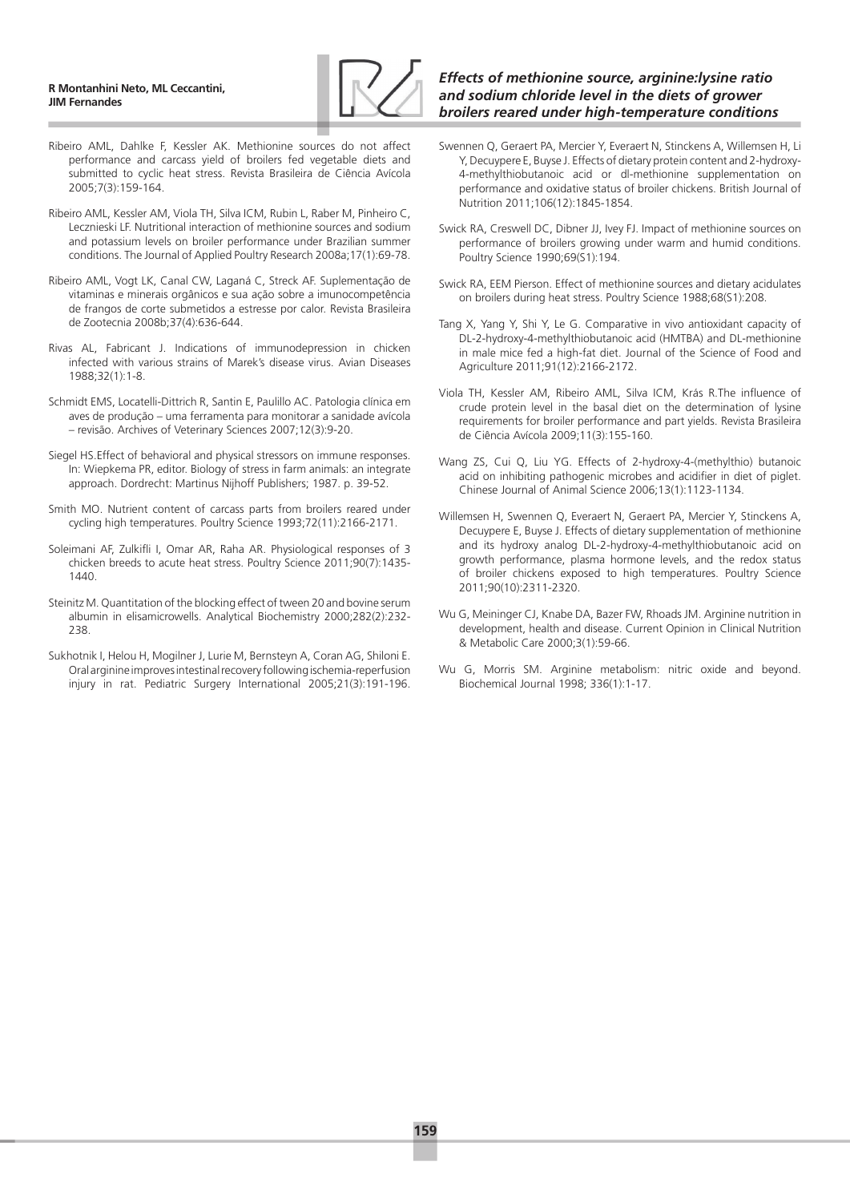Ribeiro AML, Dahlke F, Kessler AK. Methionine sources do not affect performance and carcass yield of broilers fed vegetable diets and submitted to cyclic heat stress. Revista Brasileira de Ciência Avícola 2005;7(3):159-164.

Ribeiro AML, Kessler AM, Viola TH, Silva ICM, Rubin L, Raber M, Pinheiro C, Lecznieski LF. Nutritional interaction of methionine sources and sodium and potassium levels on broiler performance under Brazilian summer conditions. The Journal of Applied Poultry Research 2008a;17(1):69-78.

Ribeiro AML, Vogt LK, Canal CW, Laganá C, Streck AF. Suplementação de vitaminas e minerais orgânicos e sua ação sobre a imunocompetência de frangos de corte submetidos a estresse por calor. Revista Brasileira de Zootecnia 2008b;37(4):636-644.

Rivas AL, Fabricant J. Indications of immunodepression in chicken infected with various strains of Marek's disease virus. Avian Diseases 1988;32(1):1-8.

Schmidt EMS, Locatelli-Dittrich R, Santin E, Paulillo AC. Patologia clínica em aves de produção – uma ferramenta para monitorar a sanidade avícola – revisão. Archives of Veterinary Sciences 2007;12(3):9-20.

Siegel HS.Effect of behavioral and physical stressors on immune responses. In: Wiepkema PR, editor. Biology of stress in farm animals: an integrate approach. Dordrecht: Martinus Nijhoff Publishers; 1987. p. 39-52.

Smith MO. Nutrient content of carcass parts from broilers reared under cycling high temperatures. Poultry Science 1993;72(11):2166-2171.

Soleimani AF, Zulkifli I, Omar AR, Raha AR. Physiological responses of 3 chicken breeds to acute heat stress. Poultry Science 2011;90(7):1435-1440.

Steinitz M. Quantitation of the blocking effect of tween 20 and bovine serum albumin in elisamicrowells. Analytical Biochemistry 2000;282(2):232-238.

Sukhotnik I, Helou H, Mogilner J, Lurie M, Bernsteyn A, Coran AG, Shiloni E. Oral arginine improves intestinal recovery following ischemia-reperfusion injury in rat. Pediatric Surgery International 2005;21(3):191-196.

Swennen Q, Geraert PA, Mercier Y, Everaert N, Stinckens A, Willemsen H, Li Y, Decuypere E, Buyse J. Effects of dietary protein content and 2-hydroxy-4-methylthiobutanoic acid or dl-methionine supplementation on performance and oxidative status of broiler chickens. British Journal of Nutrition 2011;106(12):1845-1854.

Swick RA, Creswell DC, Dibner JJ, Ivey FJ. Impact of methionine sources on performance of broilers growing under warm and humid conditions. Poultry Science 1990;69(S1):194.

Swick RA, EEM Pierson. Effect of methionine sources and dietary acidulates on broilers during heat stress. Poultry Science 1988;68(S1):208.

Tang X, Yang Y, Shi Y, Le G. Comparative in vivo antioxidant capacity of DL-2-hydroxy-4-methylthiobutanoic acid (HMTBA) and DL-methionine in male mice fed a high-fat diet. Journal of the Science of Food and Agriculture 2011;91(12):2166-2172.

Viola TH, Kessler AM, Ribeiro AML, Silva ICM, Krás R.The influence of crude protein level in the basal diet on the determination of lysine requirements for broiler performance and part yields. Revista Brasileira de Ciência Avícola 2009;11(3):155-160.

Wang ZS, Cui Q, Liu YG. Effects of 2-hydroxy-4-(methylthio) butanoic acid on inhibiting pathogenic microbes and acidifier in diet of piglet. Chinese Journal of Animal Science 2006;13(1):1123-1134.

Willemsen H, Swennen Q, Everaert N, Geraert PA, Mercier Y, Stinckens A, Decuypere E, Buyse J. Effects of dietary supplementation of methionine and its hydroxy analog DL-2-hydroxy-4-methylthiobutanoic acid on growth performance, plasma hormone levels, and the redox status of broiler chickens exposed to high temperatures. Poultry Science 2011;90(10):2311-2320.

Wu G, Meininger CJ, Knabe DA, Bazer FW, Rhoads JM. Arginine nutrition in development, health and disease. Current Opinion in Clinical Nutrition & Metabolic Care 2000;3(1):59-66.

Wu G, Morris SM. Arginine metabolism: nitric oxide and beyond. Biochemical Journal 1998; 336(1):1-17.